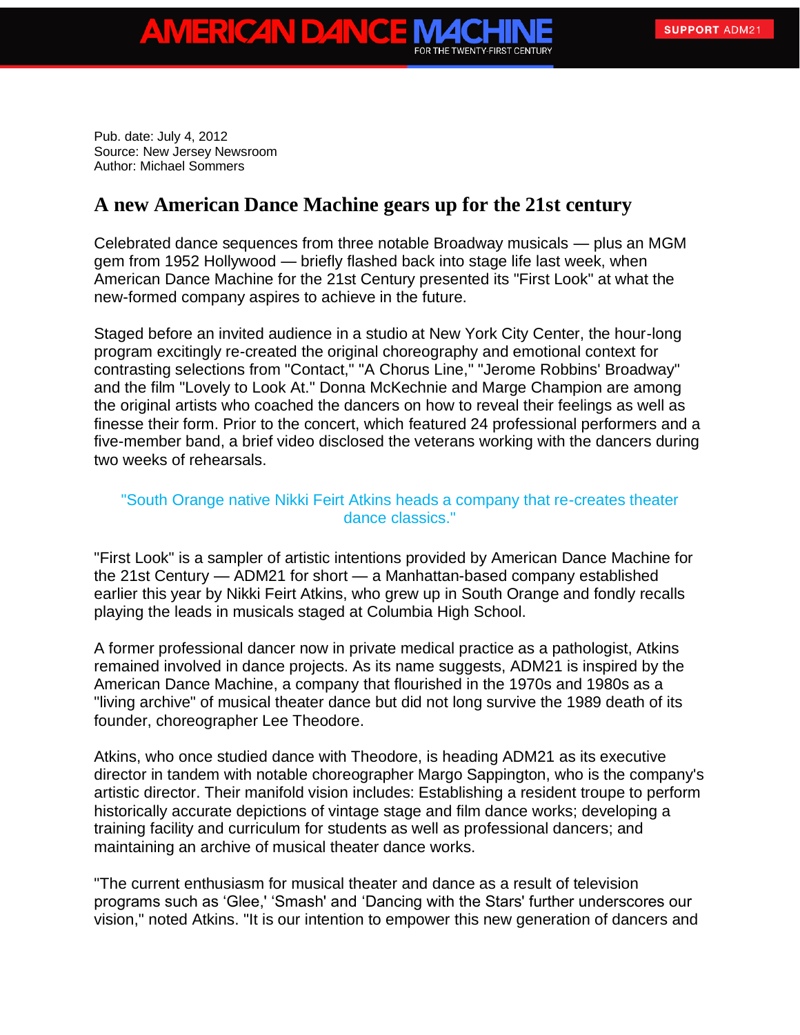Pub. date: July 4, 2012
Source: New Jersey Newsroom
Author: Michael Sommers

# A new American Dance Machine gears up for the 21st century

Celebrated dance sequences from three notable Broadway musicals — plus an MGM gem from 1952 Hollywood — briefly flashed back into stage life last week, when American Dance Machine for the 21st Century presented its "First Look" at what the new-formed company aspires to achieve in the future.

Staged before an invited audience in a studio at New York City Center, the hour-long program excitingly re-created the original choreography and emotional context for contrasting selections from "Contact," "A Chorus Line," "Jerome Robbins' Broadway" and the film "Lovely to Look At." Donna McKechnie and Marge Champion are among the original artists who coached the dancers on how to reveal their feelings as well as finesse their form. Prior to the concert, which featured 24 professional performers and a five-member band, a brief video disclosed the veterans working with the dancers during two weeks of rehearsals.

> "South Orange native Nikki Feirt Atkins heads a company that re-creates theater dance classics."

"First Look" is a sampler of artistic intentions provided by American Dance Machine for the 21st Century — ADM21 for short — a Manhattan-based company established earlier this year by Nikki Feirt Atkins, who grew up in South Orange and fondly recalls playing the leads in musicals staged at Columbia High School.

A former professional dancer now in private medical practice as a pathologist, Atkins remained involved in dance projects. As its name suggests, ADM21 is inspired by the American Dance Machine, a company that flourished in the 1970s and 1980s as a "living archive" of musical theater dance but did not long survive the 1989 death of its founder, choreographer Lee Theodore.

Atkins, who once studied dance with Theodore, is heading ADM21 as its executive director in tandem with notable choreographer Margo Sappington, who is the company's artistic director. Their manifold vision includes: Establishing a resident troupe to perform historically accurate depictions of vintage stage and film dance works; developing a training facility and curriculum for students as well as professional dancers; and maintaining an archive of musical theater dance works.

"The current enthusiasm for musical theater and dance as a result of television programs such as 'Glee,' 'Smash' and 'Dancing with the Stars' further underscores our vision," noted Atkins. "It is our intention to empower this new generation of dancers and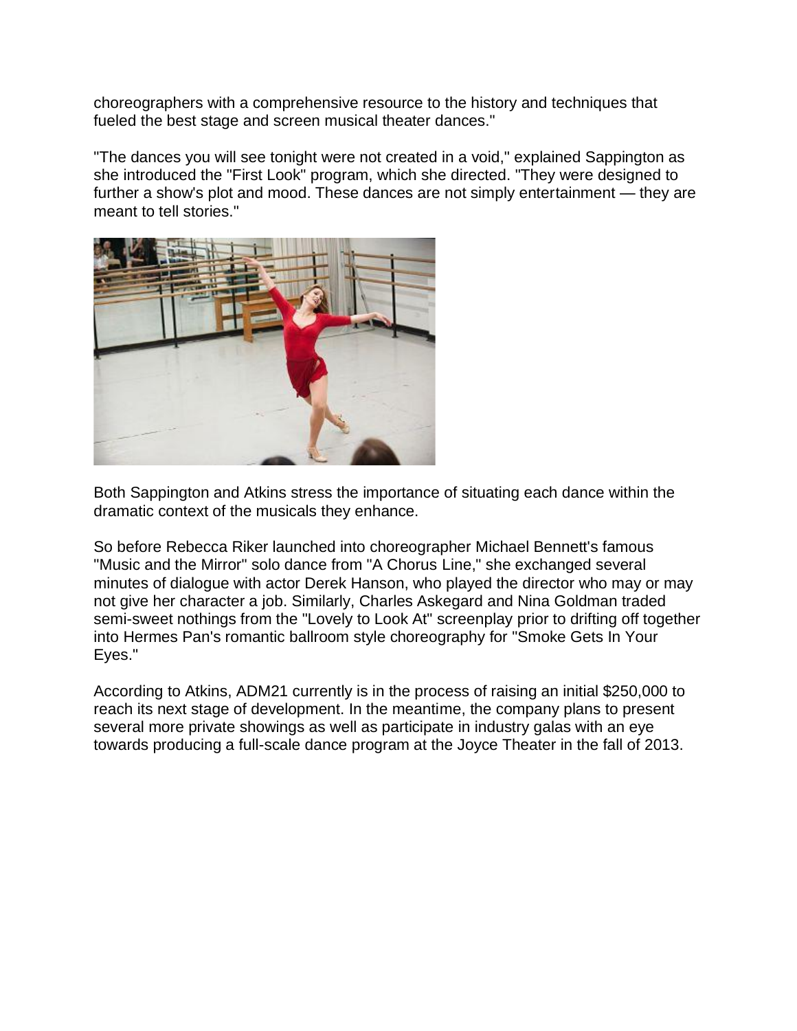choreographers with a comprehensive resource to the history and techniques that fueled the best stage and screen musical theater dances."

"The dances you will see tonight were not created in a void," explained Sappington as she introduced the "First Look" program, which she directed. "They were designed to further a show's plot and mood. These dances are not simply entertainment — they are meant to tell stories."

Both Sappington and Atkins stress the importance of situating each dance within the dramatic context of the musicals they enhance.

So before Rebecca Riker launched into choreographer Michael Bennett's famous "Music and the Mirror" solo dance from "A Chorus Line," she exchanged several minutes of dialogue with actor Derek Hanson, who played the director who may or may not give her character a job. Similarly, Charles Askegard and Nina Goldman traded semi-sweet nothings from the "Lovely to Look At" screenplay prior to drifting off together into Hermes Pan's romantic ballroom style choreography for "Smoke Gets In Your Eyes."

According to Atkins, ADM21 currently is in the process of raising an initial $250,000 to reach its next stage of development. In the meantime, the company plans to present several more private showings as well as participate in industry galas with an eye towards producing a full-scale dance program at the Joyce Theater in the fall of 2013.